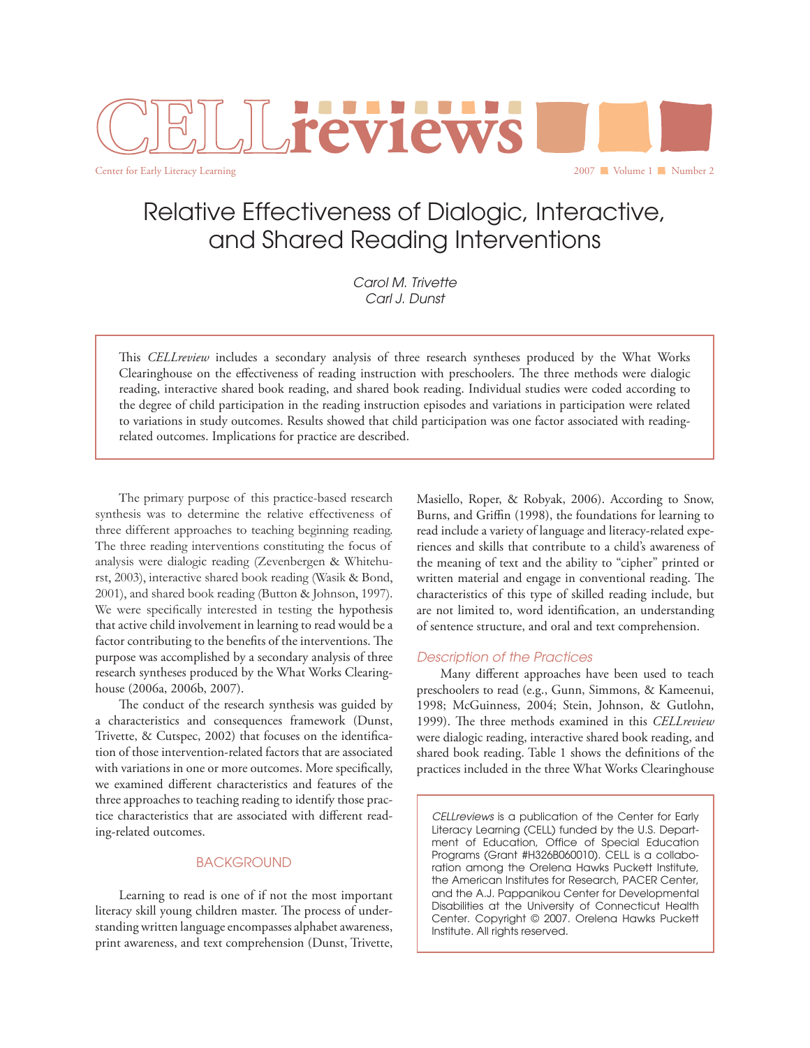# CELLreviews

Center for Early Literacy Learning

2007 ■ Volume 1 ■ Number 2

# Relative Effectiveness of Dialogic, Interactive, and Shared Reading Interventions

*Carol M. Trivette*
*Carl J. Dunst*

This *CELLreview* includes a secondary analysis of three research syntheses produced by the What Works Clearinghouse on the effectiveness of reading instruction with preschoolers. The three methods were dialogic reading, interactive shared book reading, and shared book reading. Individual studies were coded according to the degree of child participation in the reading instruction episodes and variations in participation were related to variations in study outcomes. Results showed that child participation was one factor associated with reading-related outcomes. Implications for practice are described.

The primary purpose of this practice-based research synthesis was to determine the relative effectiveness of three different approaches to teaching beginning reading. The three reading interventions constituting the focus of analysis were dialogic reading (Zevenbergen & Whitehurst, 2003), interactive shared book reading (Wasik & Bond, 2001), and shared book reading (Button & Johnson, 1997). We were specifically interested in testing the hypothesis that active child involvement in learning to read would be a factor contributing to the benefits of the interventions. The purpose was accomplished by a secondary analysis of three research syntheses produced by the What Works Clearinghouse (2006a, 2006b, 2007).

The conduct of the research synthesis was guided by a characteristics and consequences framework (Dunst, Trivette, & Cutspec, 2002) that focuses on the identification of those intervention-related factors that are associated with variations in one or more outcomes. More specifically, we examined different characteristics and features of the three approaches to teaching reading to identify those practice characteristics that are associated with different reading-related outcomes.

## BACKGROUND

Learning to read is one of if not the most important literacy skill young children master. The process of understanding written language encompasses alphabet awareness, print awareness, and text comprehension (Dunst, Trivette, Masiello, Roper, & Robyak, 2006). According to Snow, Burns, and Griffin (1998), the foundations for learning to read include a variety of language and literacy-related experiences and skills that contribute to a child's awareness of the meaning of text and the ability to "cipher" printed or written material and engage in conventional reading. The characteristics of this type of skilled reading include, but are not limited to, word identification, an understanding of sentence structure, and oral and text comprehension.

### *Description of the Practices*

Many different approaches have been used to teach preschoolers to read (e.g., Gunn, Simmons, & Kameenui, 1998; McGuinness, 2004; Stein, Johnson, & Gutlohn, 1999). The three methods examined in this *CELLreview* were dialogic reading, interactive shared book reading, and shared book reading. Table 1 shows the definitions of the practices included in the three What Works Clearinghouse

*CELLreviews* is a publication of the Center for Early Literacy Learning (CELL) funded by the U.S. Department of Education, Office of Special Education Programs (Grant #H326B060010). CELL is a collaboration among the Orelena Hawks Puckett Institute, the American Institutes for Research, PACER Center, and the A.J. Pappanikou Center for Developmental Disabilities at the University of Connecticut Health Center. Copyright © 2007. Orelena Hawks Puckett Institute. All rights reserved.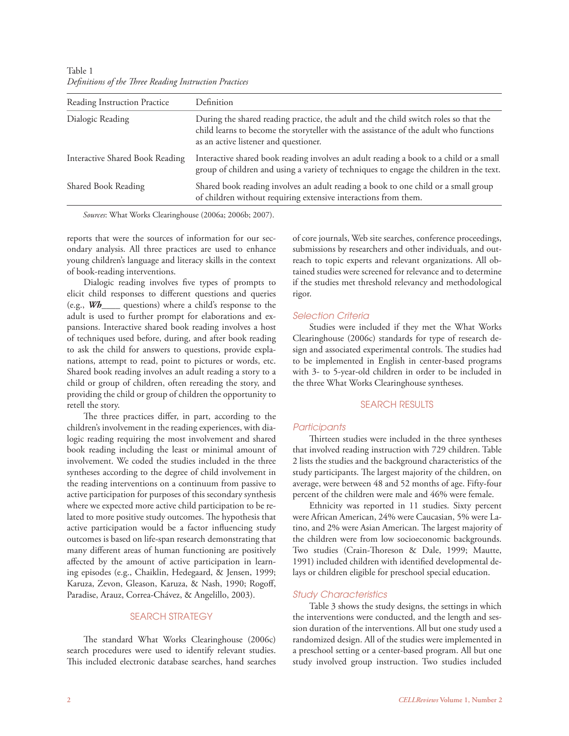Table 1
*Definitions of the Three Reading Instruction Practices*

| Reading Instruction Practice | Definition |
|---|---|
| Dialogic Reading | During the shared reading practice, the adult and the child switch roles so that the child learns to become the storyteller with the assistance of the adult who functions as an active listener and questioner. |
| Interactive Shared Book Reading | Interactive shared book reading involves an adult reading a book to a child or a small group of children and using a variety of techniques to engage the children in the text. |
| Shared Book Reading | Shared book reading involves an adult reading a book to one child or a small group of children without requiring extensive interactions from them. |

*Sources*: What Works Clearinghouse (2006a; 2006b; 2007).

reports that were the sources of information for our secondary analysis. All three practices are used to enhance young children's language and literacy skills in the context of book-reading interventions.

Dialogic reading involves five types of prompts to elicit child responses to different questions and queries (e.g., ***Wh*____** questions) where a child's response to the adult is used to further prompt for elaborations and expansions. Interactive shared book reading involves a host of techniques used before, during, and after book reading to ask the child for answers to questions, provide explanations, attempt to read, point to pictures or words, etc. Shared book reading involves an adult reading a story to a child or group of children, often rereading the story, and providing the child or group of children the opportunity to retell the story.

The three practices differ, in part, according to the children's involvement in the reading experiences, with dialogic reading requiring the most involvement and shared book reading including the least or minimal amount of involvement. We coded the studies included in the three syntheses according to the degree of child involvement in the reading interventions on a continuum from passive to active participation for purposes of this secondary synthesis where we expected more active child participation to be related to more positive study outcomes. The hypothesis that active participation would be a factor influencing study outcomes is based on life-span research demonstrating that many different areas of human functioning are positively affected by the amount of active participation in learning episodes (e.g., Chaiklin, Hedegaard, & Jensen, 1999; Karuza, Zevon, Gleason, Karuza, & Nash, 1990; Rogoff, Paradise, Arauz, Correa-Chávez, & Angelillo, 2003).

## SEARCH STRATEGY

The standard What Works Clearinghouse (2006c) search procedures were used to identify relevant studies. This included electronic database searches, hand searches of core journals, Web site searches, conference proceedings, submissions by researchers and other individuals, and outreach to topic experts and relevant organizations. All obtained studies were screened for relevance and to determine if the studies met threshold relevancy and methodological rigor.

### *Selection Criteria*

Studies were included if they met the What Works Clearinghouse (2006c) standards for type of research design and associated experimental controls. The studies had to be implemented in English in center-based programs with 3- to 5-year-old children in order to be included in the three What Works Clearinghouse syntheses.

## SEARCH RESULTS

### *Participants*

Thirteen studies were included in the three syntheses that involved reading instruction with 729 children. Table 2 lists the studies and the background characteristics of the study participants. The largest majority of the children, on average, were between 48 and 52 months of age. Fifty-four percent of the children were male and 46% were female.

Ethnicity was reported in 11 studies. Sixty percent were African American, 24% were Caucasian, 5% were Latino, and 2% were Asian American. The largest majority of the children were from low socioeconomic backgrounds. Two studies (Crain-Thoreson & Dale, 1999; Mautte, 1991) included children with identified developmental delays or children eligible for preschool special education.

### *Study Characteristics*

Table 3 shows the study designs, the settings in which the interventions were conducted, and the length and session duration of the interventions. All but one study used a randomized design. All of the studies were implemented in a preschool setting or a center-based program. All but one study involved group instruction. Two studies included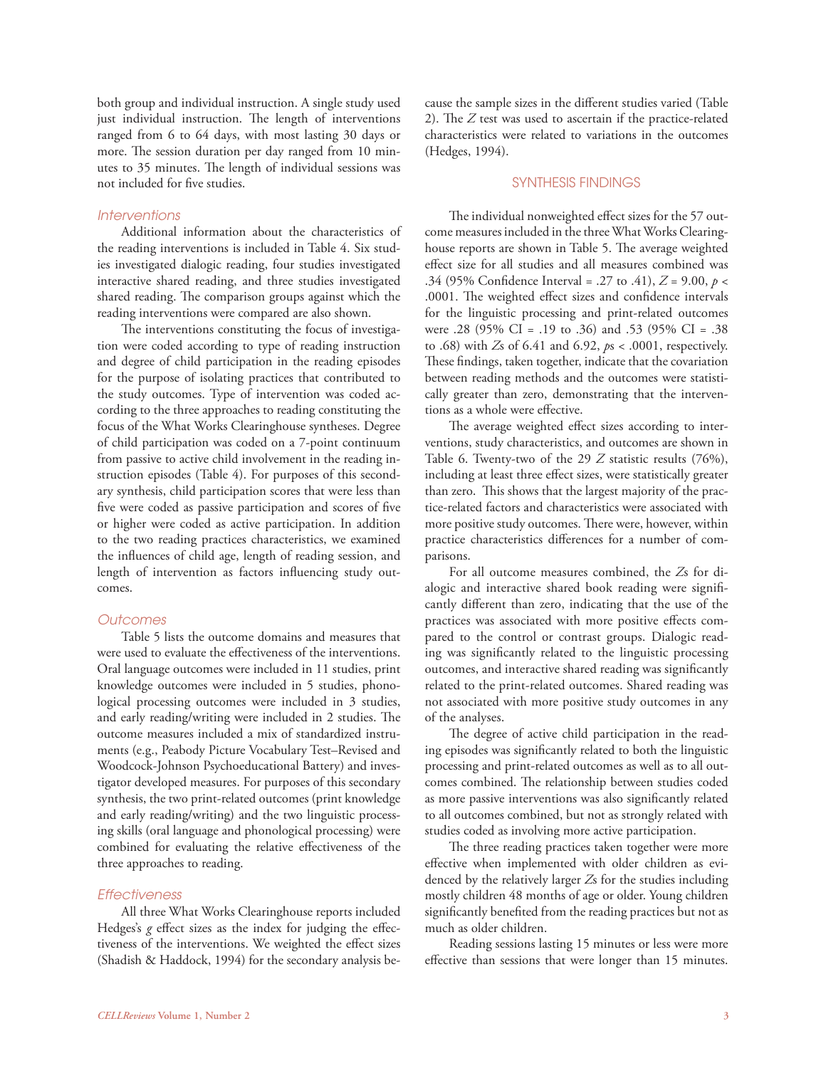both group and individual instruction. A single study used just individual instruction. The length of interventions ranged from 6 to 64 days, with most lasting 30 days or more. The session duration per day ranged from 10 minutes to 35 minutes. The length of individual sessions was not included for five studies.

### *Interventions*

Additional information about the characteristics of the reading interventions is included in Table 4. Six studies investigated dialogic reading, four studies investigated interactive shared reading, and three studies investigated shared reading. The comparison groups against which the reading interventions were compared are also shown.

The interventions constituting the focus of investigation were coded according to type of reading instruction and degree of child participation in the reading episodes for the purpose of isolating practices that contributed to the study outcomes. Type of intervention was coded according to the three approaches to reading constituting the focus of the What Works Clearinghouse syntheses. Degree of child participation was coded on a 7-point continuum from passive to active child involvement in the reading instruction episodes (Table 4). For purposes of this secondary synthesis, child participation scores that were less than five were coded as passive participation and scores of five or higher were coded as active participation. In addition to the two reading practices characteristics, we examined the influences of child age, length of reading session, and length of intervention as factors influencing study outcomes.

### *Outcomes*

Table 5 lists the outcome domains and measures that were used to evaluate the effectiveness of the interventions. Oral language outcomes were included in 11 studies, print knowledge outcomes were included in 5 studies, phonological processing outcomes were included in 3 studies, and early reading/writing were included in 2 studies. The outcome measures included a mix of standardized instruments (e.g., Peabody Picture Vocabulary Test–Revised and Woodcock-Johnson Psychoeducational Battery) and investigator developed measures. For purposes of this secondary synthesis, the two print-related outcomes (print knowledge and early reading/writing) and the two linguistic processing skills (oral language and phonological processing) were combined for evaluating the relative effectiveness of the three approaches to reading.

### *Effectiveness*

All three What Works Clearinghouse reports included Hedges's *g* effect sizes as the index for judging the effectiveness of the interventions. We weighted the effect sizes (Shadish & Haddock, 1994) for the secondary analysis because the sample sizes in the different studies varied (Table 2). The $Z$ test was used to ascertain if the practice-related characteristics were related to variations in the outcomes (Hedges, 1994).

## SYNTHESIS FINDINGS

The individual nonweighted effect sizes for the 57 outcome measures included in the three What Works Clearinghouse reports are shown in Table 5. The average weighted effect size for all studies and all measures combined was .34 (95% Confidence Interval = .27 to .41), $Z = 9.00$, $p < .0001$. The weighted effect sizes and confidence intervals for the linguistic processing and print-related outcomes were .28 (95% CI = .19 to .36) and .53 (95% CI = .38 to .68) with $Z$s of 6.41 and 6.92, $ps < .0001$, respectively. These findings, taken together, indicate that the covariation between reading methods and the outcomes were statistically greater than zero, demonstrating that the interventions as a whole were effective.

The average weighted effect sizes according to interventions, study characteristics, and outcomes are shown in Table 6. Twenty-two of the 29 $Z$ statistic results (76%), including at least three effect sizes, were statistically greater than zero. This shows that the largest majority of the practice-related factors and characteristics were associated with more positive study outcomes. There were, however, within practice characteristics differences for a number of comparisons.

For all outcome measures combined, the $Z$s for dialogic and interactive shared book reading were significantly different than zero, indicating that the use of the practices was associated with more positive effects compared to the control or contrast groups. Dialogic reading was significantly related to the linguistic processing outcomes, and interactive shared reading was significantly related to the print-related outcomes. Shared reading was not associated with more positive study outcomes in any of the analyses.

The degree of active child participation in the reading episodes was significantly related to both the linguistic processing and print-related outcomes as well as to all outcomes combined. The relationship between studies coded as more passive interventions was also significantly related to all outcomes combined, but not as strongly related with studies coded as involving more active participation.

The three reading practices taken together were more effective when implemented with older children as evidenced by the relatively larger $Z$s for the studies including mostly children 48 months of age or older. Young children significantly benefited from the reading practices but not as much as older children.

Reading sessions lasting 15 minutes or less were more effective than sessions that were longer than 15 minutes.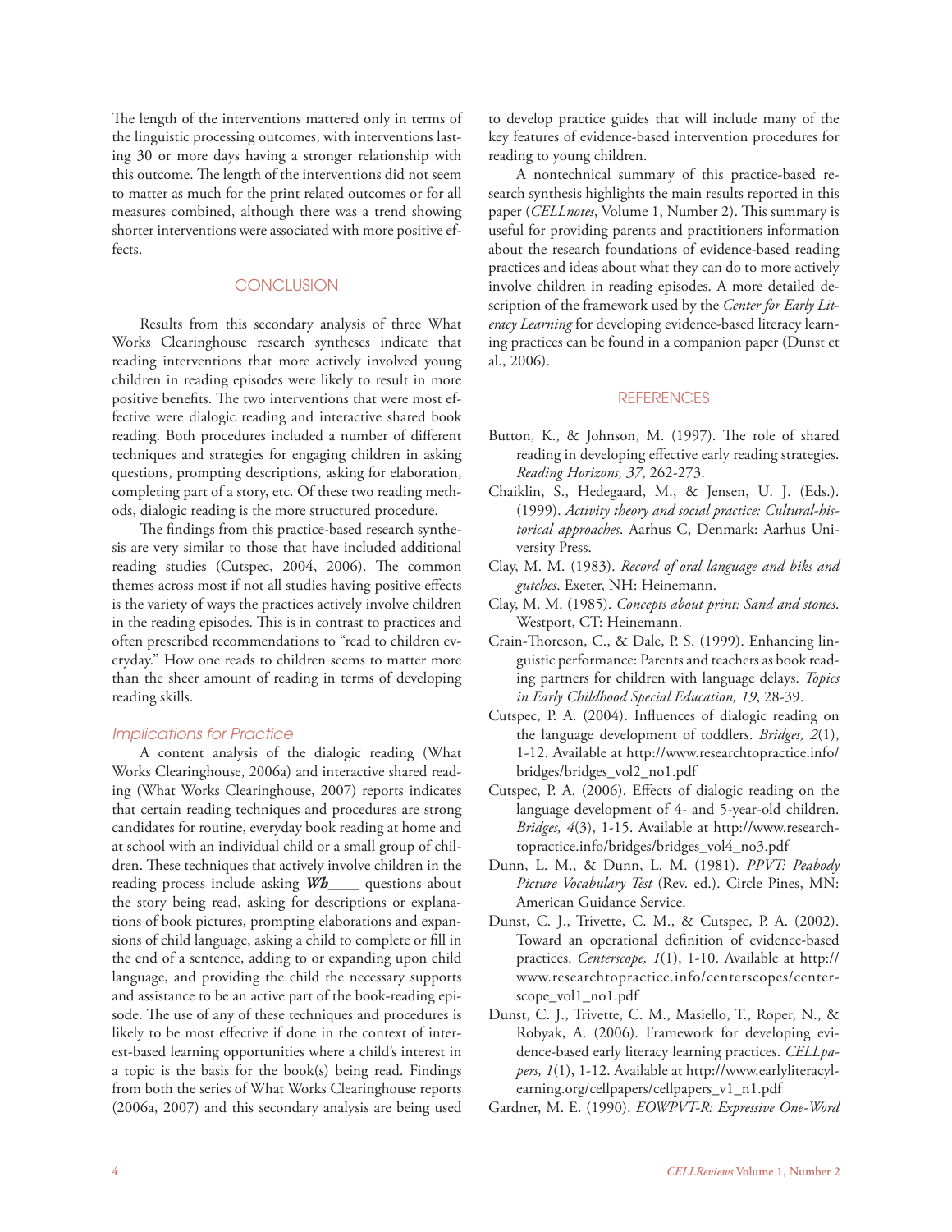The length of the interventions mattered only in terms of the linguistic processing outcomes, with interventions lasting 30 or more days having a stronger relationship with this outcome. The length of the interventions did not seem to matter as much for the print related outcomes or for all measures combined, although there was a trend showing shorter interventions were associated with more positive effects.

## CONCLUSION

Results from this secondary analysis of three What Works Clearinghouse research syntheses indicate that reading interventions that more actively involved young children in reading episodes were likely to result in more positive benefits. The two interventions that were most effective were dialogic reading and interactive shared book reading. Both procedures included a number of different techniques and strategies for engaging children in asking questions, prompting descriptions, asking for elaboration, completing part of a story, etc. Of these two reading methods, dialogic reading is the more structured procedure.

The findings from this practice-based research synthesis are very similar to those that have included additional reading studies (Cutspec, 2004, 2006). The common themes across most if not all studies having positive effects is the variety of ways the practices actively involve children in the reading episodes. This is in contrast to practices and often prescribed recommendations to "read to children everyday." How one reads to children seems to matter more than the sheer amount of reading in terms of developing reading skills.

### *Implications for Practice*

A content analysis of the dialogic reading (What Works Clearinghouse, 2006a) and interactive shared reading (What Works Clearinghouse, 2007) reports indicates that certain reading techniques and procedures are strong candidates for routine, everyday book reading at home and at school with an individual child or a small group of children. These techniques that actively involve children in the reading process include asking ***Wh*____** questions about the story being read, asking for descriptions or explanations of book pictures, prompting elaborations and expansions of child language, asking a child to complete or fill in the end of a sentence, adding to or expanding upon child language, and providing the child the necessary supports and assistance to be an active part of the book-reading episode. The use of any of these techniques and procedures is likely to be most effective if done in the context of interest-based learning opportunities where a child's interest in a topic is the basis for the book(s) being read. Findings from both the series of What Works Clearinghouse reports (2006a, 2007) and this secondary analysis are being used to develop practice guides that will include many of the key features of evidence-based intervention procedures for reading to young children.

A nontechnical summary of this practice-based research synthesis highlights the main results reported in this paper (*CELLnotes*, Volume 1, Number 2). This summary is useful for providing parents and practitioners information about the research foundations of evidence-based reading practices and ideas about what they can do to more actively involve children in reading episodes. A more detailed description of the framework used by the *Center for Early Literacy Learning* for developing evidence-based literacy learning practices can be found in a companion paper (Dunst et al., 2006).

## REFERENCES

Button, K., & Johnson, M. (1997). The role of shared reading in developing effective early reading strategies. *Reading Horizons, 37*, 262-273.

Chaiklin, S., Hedegaard, M., & Jensen, U. J. (Eds.). (1999). *Activity theory and social practice: Cultural-historical approaches*. Aarhus C, Denmark: Aarhus University Press.

Clay, M. M. (1983). *Record of oral language and biks and gutches*. Exeter, NH: Heinemann.

Clay, M. M. (1985). *Concepts about print: Sand and stones*. Westport, CT: Heinemann.

Crain-Thoreson, C., & Dale, P. S. (1999). Enhancing linguistic performance: Parents and teachers as book reading partners for children with language delays. *Topics in Early Childhood Special Education, 19*, 28-39.

Cutspec, P. A. (2004). Influences of dialogic reading on the language development of toddlers. *Bridges, 2*(1), 1-12. Available at http://www.researchtopractice.info/bridges/bridges_vol2_no1.pdf

Cutspec, P. A. (2006). Effects of dialogic reading on the language development of 4- and 5-year-old children. *Bridges, 4*(3), 1-15. Available at http://www.researchtopractice.info/bridges/bridges_vol4_no3.pdf

Dunn, L. M., & Dunn, L. M. (1981). *PPVT: Peabody Picture Vocabulary Test* (Rev. ed.). Circle Pines, MN: American Guidance Service.

Dunst, C. J., Trivette, C. M., & Cutspec, P. A. (2002). Toward an operational definition of evidence-based practices. *Centerscope, 1*(1), 1-10. Available at http://www.researchtopractice.info/centerscopes/centerscope_vol1_no1.pdf

Dunst, C. J., Trivette, C. M., Masiello, T., Roper, N., & Robyak, A. (2006). Framework for developing evidence-based early literacy learning practices. *CELLpapers, 1*(1), 1-12. Available at http://www.earlyliteracylearning.org/cellpapers/cellpapers_v1_n1.pdf

Gardner, M. E. (1990). *EOWPVT-R: Expressive One-Word*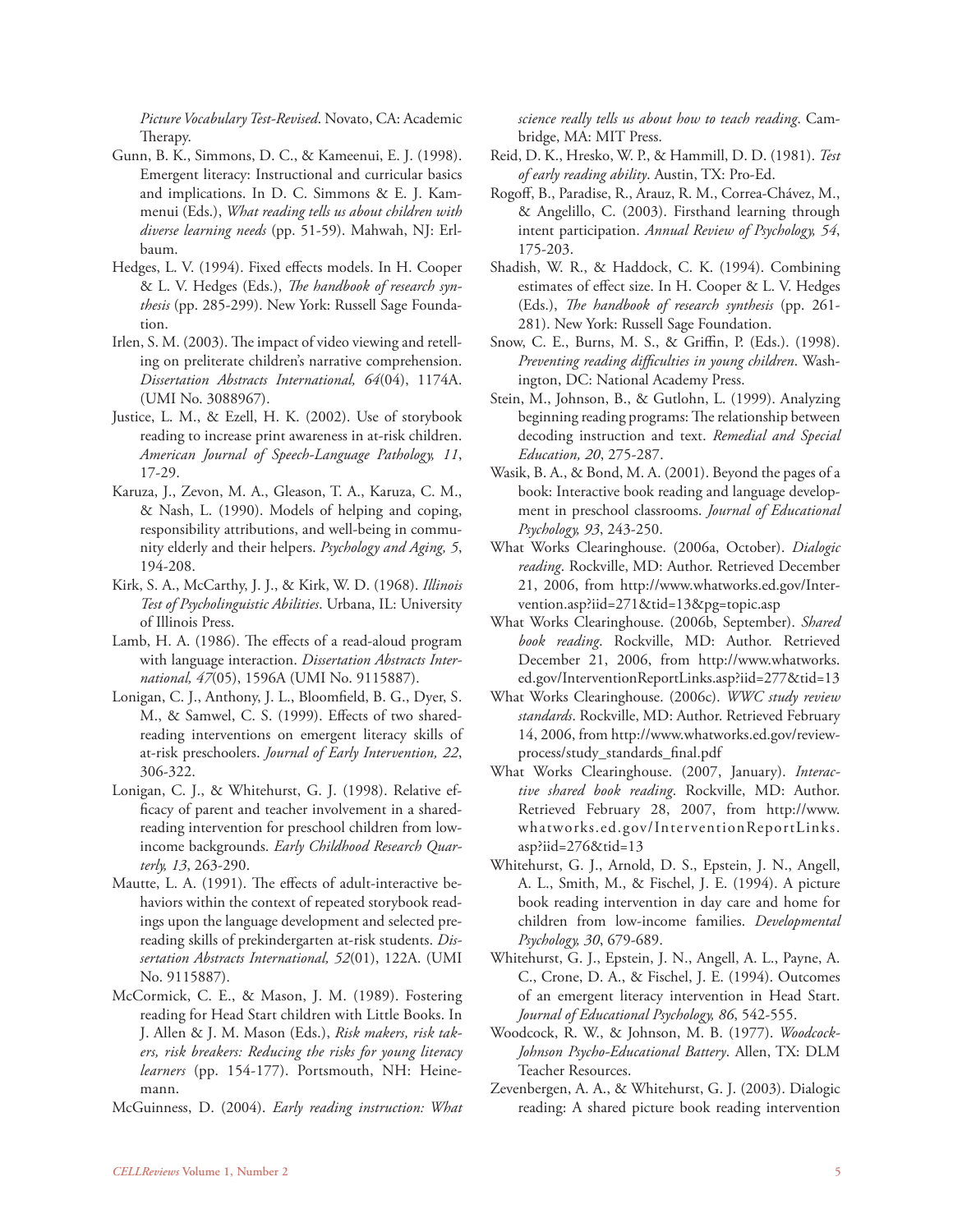*Picture Vocabulary Test-Revised*. Novato, CA: Academic Therapy.

Gunn, B. K., Simmons, D. C., & Kameenui, E. J. (1998). Emergent literacy: Instructional and curricular basics and implications. In D. C. Simmons & E. J. Kammenui (Eds.), *What reading tells us about children with diverse learning needs* (pp. 51-59). Mahwah, NJ: Erlbaum.

Hedges, L. V. (1994). Fixed effects models. In H. Cooper & L. V. Hedges (Eds.), *The handbook of research synthesis* (pp. 285-299). New York: Russell Sage Foundation.

Irlen, S. M. (2003). The impact of video viewing and retelling on preliterate children's narrative comprehension. *Dissertation Abstracts International, 64*(04), 1174A. (UMI No. 3088967).

Justice, L. M., & Ezell, H. K. (2002). Use of storybook reading to increase print awareness in at-risk children. *American Journal of Speech-Language Pathology, 11*, 17-29.

Karuza, J., Zevon, M. A., Gleason, T. A., Karuza, C. M., & Nash, L. (1990). Models of helping and coping, responsibility attributions, and well-being in community elderly and their helpers. *Psychology and Aging, 5*, 194-208.

Kirk, S. A., McCarthy, J. J., & Kirk, W. D. (1968). *Illinois Test of Psycholinguistic Abilities*. Urbana, IL: University of Illinois Press.

Lamb, H. A. (1986). The effects of a read-aloud program with language interaction. *Dissertation Abstracts International, 47*(05), 1596A (UMI No. 9115887).

Lonigan, C. J., Anthony, J. L., Bloomfield, B. G., Dyer, S. M., & Samwel, C. S. (1999). Effects of two shared-reading interventions on emergent literacy skills of at-risk preschoolers. *Journal of Early Intervention, 22*, 306-322.

Lonigan, C. J., & Whitehurst, G. J. (1998). Relative efficacy of parent and teacher involvement in a shared-reading intervention for preschool children from low-income backgrounds. *Early Childhood Research Quarterly, 13*, 263-290.

Mautte, L. A. (1991). The effects of adult-interactive behaviors within the context of repeated storybook readings upon the language development and selected prereading skills of prekindergarten at-risk students. *Dissertation Abstracts International, 52*(01), 122A. (UMI No. 9115887).

McCormick, C. E., & Mason, J. M. (1989). Fostering reading for Head Start children with Little Books. In J. Allen & J. M. Mason (Eds.), *Risk makers, risk takers, risk breakers: Reducing the risks for young literacy learners* (pp. 154-177). Portsmouth, NH: Heinemann.

McGuinness, D. (2004). *Early reading instruction: What science really tells us about how to teach reading*. Cambridge, MA: MIT Press.

Reid, D. K., Hresko, W. P., & Hammill, D. D. (1981). *Test of early reading ability*. Austin, TX: Pro-Ed.

Rogoff, B., Paradise, R., Arauz, R. M., Correa-Chávez, M., & Angelillo, C. (2003). Firsthand learning through intent participation. *Annual Review of Psychology, 54*, 175-203.

Shadish, W. R., & Haddock, C. K. (1994). Combining estimates of effect size. In H. Cooper & L. V. Hedges (Eds.), *The handbook of research synthesis* (pp. 261-281). New York: Russell Sage Foundation.

Snow, C. E., Burns, M. S., & Griffin, P. (Eds.). (1998). *Preventing reading difficulties in young children*. Washington, DC: National Academy Press.

Stein, M., Johnson, B., & Gutlohn, L. (1999). Analyzing beginning reading programs: The relationship between decoding instruction and text. *Remedial and Special Education, 20*, 275-287.

Wasik, B. A., & Bond, M. A. (2001). Beyond the pages of a book: Interactive book reading and language development in preschool classrooms. *Journal of Educational Psychology, 93*, 243-250.

What Works Clearinghouse. (2006a, October). *Dialogic reading*. Rockville, MD: Author. Retrieved December 21, 2006, from http://www.whatworks.ed.gov/Intervention.asp?iid=271&tid=13&pg=topic.asp

What Works Clearinghouse. (2006b, September). *Shared book reading*. Rockville, MD: Author. Retrieved December 21, 2006, from http://www.whatworks.ed.gov/InterventionReportLinks.asp?iid=277&tid=13

What Works Clearinghouse. (2006c). *WWC study review standards*. Rockville, MD: Author. Retrieved February 14, 2006, from http://www.whatworks.ed.gov/reviewprocess/study_standards_final.pdf

What Works Clearinghouse. (2007, January). *Interactive shared book reading*. Rockville, MD: Author. Retrieved February 28, 2007, from http://www.whatworks.ed.gov/InterventionReportLinks.asp?iid=276&tid=13

Whitehurst, G. J., Arnold, D. S., Epstein, J. N., Angell, A. L., Smith, M., & Fischel, J. E. (1994). A picture book reading intervention in day care and home for children from low-income families. *Developmental Psychology, 30*, 679-689.

Whitehurst, G. J., Epstein, J. N., Angell, A. L., Payne, A. C., Crone, D. A., & Fischel, J. E. (1994). Outcomes of an emergent literacy intervention in Head Start. *Journal of Educational Psychology, 86*, 542-555.

Woodcock, R. W., & Johnson, M. B. (1977). *Woodcock-Johnson Psycho-Educational Battery*. Allen, TX: DLM Teacher Resources.

Zevenbergen, A. A., & Whitehurst, G. J. (2003). Dialogic reading: A shared picture book reading intervention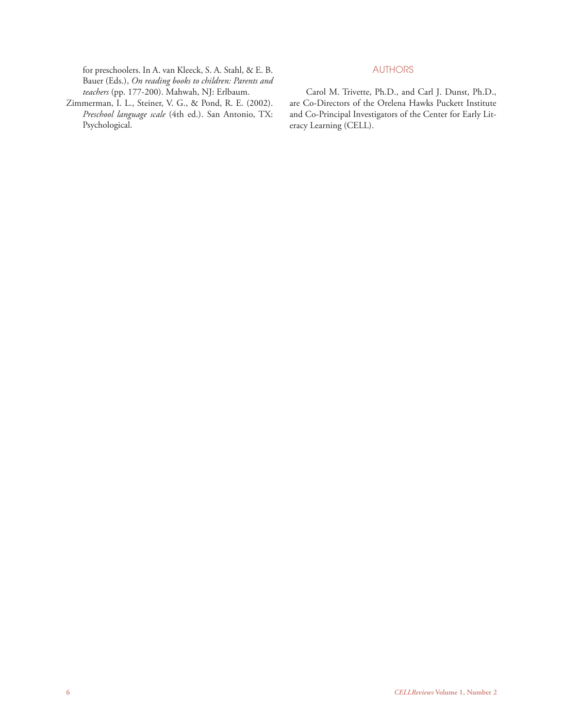for preschoolers. In A. van Kleeck, S. A. Stahl, & E. B. Bauer (Eds.), *On reading books to children: Parents and teachers* (pp. 177-200). Mahwah, NJ: Erlbaum.

Zimmerman, I. L., Steiner, V. G., & Pond, R. E. (2002). *Preschool language scale* (4th ed.). San Antonio, TX: Psychological.

## AUTHORS

Carol M. Trivette, Ph.D., and Carl J. Dunst, Ph.D., are Co-Directors of the Orelena Hawks Puckett Institute and Co-Principal Investigators of the Center for Early Literacy Learning (CELL).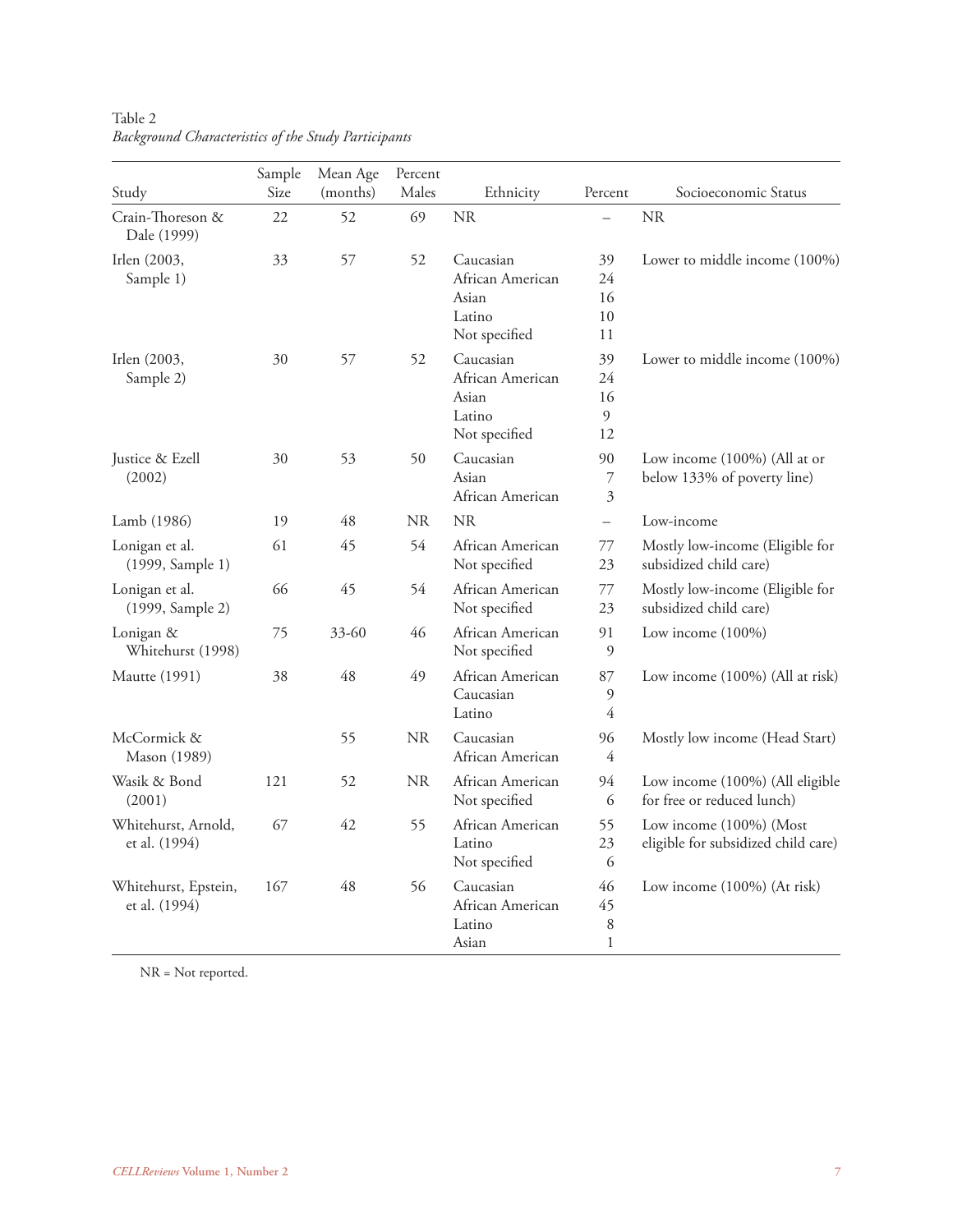Table 2
*Background Characteristics of the Study Participants*

| Study | Sample Size | Mean Age (months) | Percent Males | Ethnicity | Percent | Socioeconomic Status |
|---|---|---|---|---|---|---|
| Crain-Thoreson & Dale (1999) | 22 | 52 | 69 | NR | – | NR |
| Irlen (2003, Sample 1) | 33 | 57 | 52 | Caucasian<br>African American<br>Asian<br>Latino<br>Not specified | 39<br>24<br>16<br>10<br>11 | Lower to middle income (100%) |
| Irlen (2003, Sample 2) | 30 | 57 | 52 | Caucasian<br>African American<br>Asian<br>Latino<br>Not specified | 39<br>24<br>16<br>9<br>12 | Lower to middle income (100%) |
| Justice & Ezell (2002) | 30 | 53 | 50 | Caucasian<br>Asian<br>African American | 90<br>7<br>3 | Low income (100%) (All at or below 133% of poverty line) |
| Lamb (1986) | 19 | 48 | NR | NR | – | Low-income |
| Lonigan et al. (1999, Sample 1) | 61 | 45 | 54 | African American<br>Not specified | 77<br>23 | Mostly low-income (Eligible for subsidized child care) |
| Lonigan et al. (1999, Sample 2) | 66 | 45 | 54 | African American<br>Not specified | 77<br>23 | Mostly low-income (Eligible for subsidized child care) |
| Lonigan & Whitehurst (1998) | 75 | 33-60 | 46 | African American<br>Not specified | 91<br>9 | Low income (100%) |
| Mautte (1991) | 38 | 48 | 49 | African American<br>Caucasian<br>Latino | 87<br>9<br>4 | Low income (100%) (All at risk) |
| McCormick & Mason (1989) | | 55 | NR | Caucasian<br>African American | 96<br>4 | Mostly low income (Head Start) |
| Wasik & Bond (2001) | 121 | 52 | NR | African American<br>Not specified | 94<br>6 | Low income (100%) (All eligible for free or reduced lunch) |
| Whitehurst, Arnold, et al. (1994) | 67 | 42 | 55 | African American<br>Latino<br>Not specified | 55<br>23<br>6 | Low income (100%) (Most eligible for subsidized child care) |
| Whitehurst, Epstein, et al. (1994) | 167 | 48 | 56 | Caucasian<br>African American<br>Latino<br>Asian | 46<br>45<br>8<br>1 | Low income (100%) (At risk) |

NR = Not reported.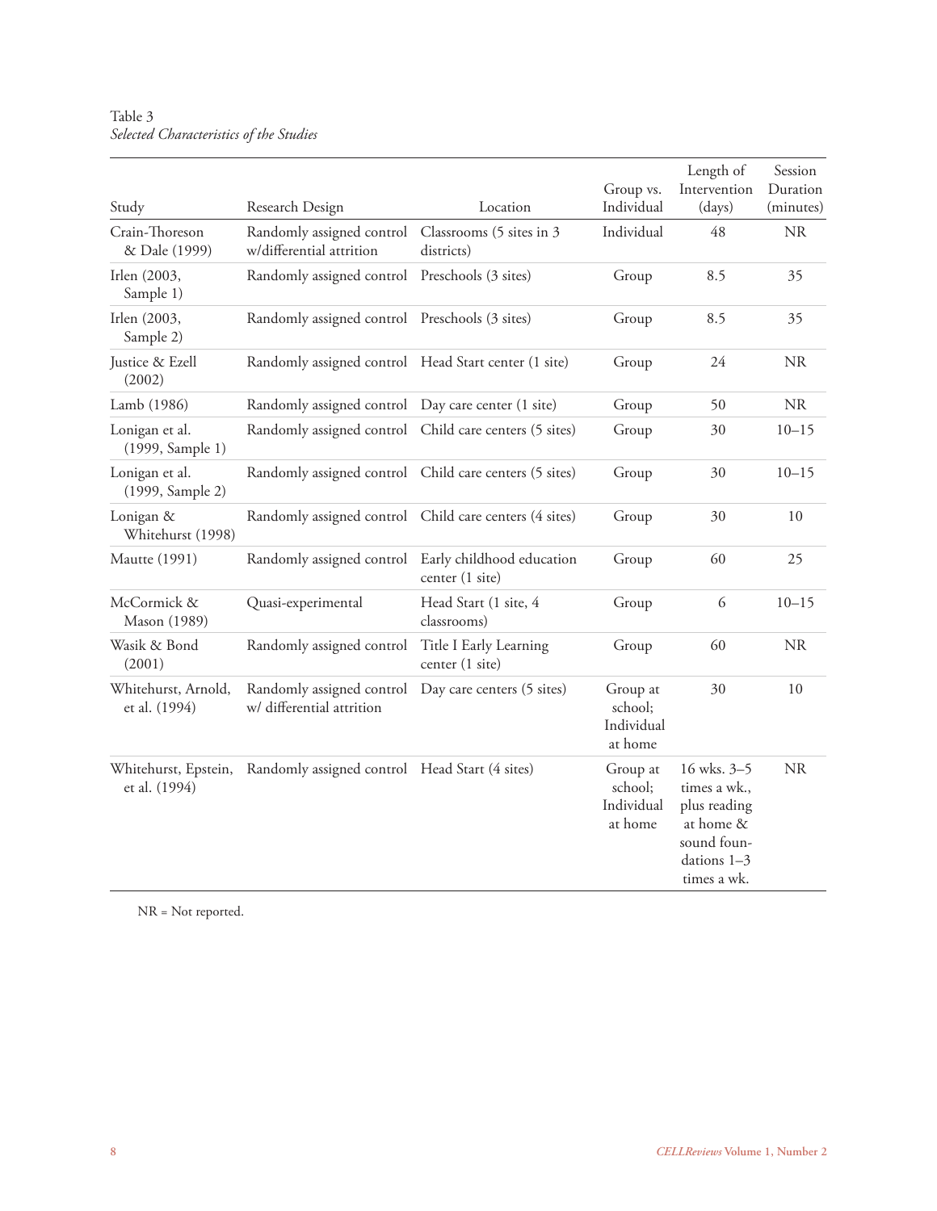Table 3
*Selected Characteristics of the Studies*

| Study | Research Design | Location | Group vs. Individual | Length of Intervention (days) | Session Duration (minutes) |
|---|---|---|---|---|---|
| Crain-Thoreson & Dale (1999) | Randomly assigned control w/differential attrition | Classrooms (5 sites in 3 districts) | Individual | 48 | NR |
| Irlen (2003, Sample 1) | Randomly assigned control | Preschools (3 sites) | Group | 8.5 | 35 |
| Irlen (2003, Sample 2) | Randomly assigned control | Preschools (3 sites) | Group | 8.5 | 35 |
| Justice & Ezell (2002) | Randomly assigned control | Head Start center (1 site) | Group | 24 | NR |
| Lamb (1986) | Randomly assigned control | Day care center (1 site) | Group | 50 | NR |
| Lonigan et al. (1999, Sample 1) | Randomly assigned control | Child care centers (5 sites) | Group | 30 | 10–15 |
| Lonigan et al. (1999, Sample 2) | Randomly assigned control | Child care centers (5 sites) | Group | 30 | 10–15 |
| Lonigan & Whitehurst (1998) | Randomly assigned control | Child care centers (4 sites) | Group | 30 | 10 |
| Mautte (1991) | Randomly assigned control | Early childhood education center (1 site) | Group | 60 | 25 |
| McCormick & Mason (1989) | Quasi-experimental | Head Start (1 site, 4 classrooms) | Group | 6 | 10–15 |
| Wasik & Bond (2001) | Randomly assigned control | Title I Early Learning center (1 site) | Group | 60 | NR |
| Whitehurst, Arnold, et al. (1994) | Randomly assigned control w/ differential attrition | Day care centers (5 sites) | Group at school; Individual at home | 30 | 10 |
| Whitehurst, Epstein, et al. (1994) | Randomly assigned control | Head Start (4 sites) | Group at school; Individual at home | 16 wks. 3–5 times a wk., plus reading at home & sound foundations 1–3 times a wk. | NR |

NR = Not reported.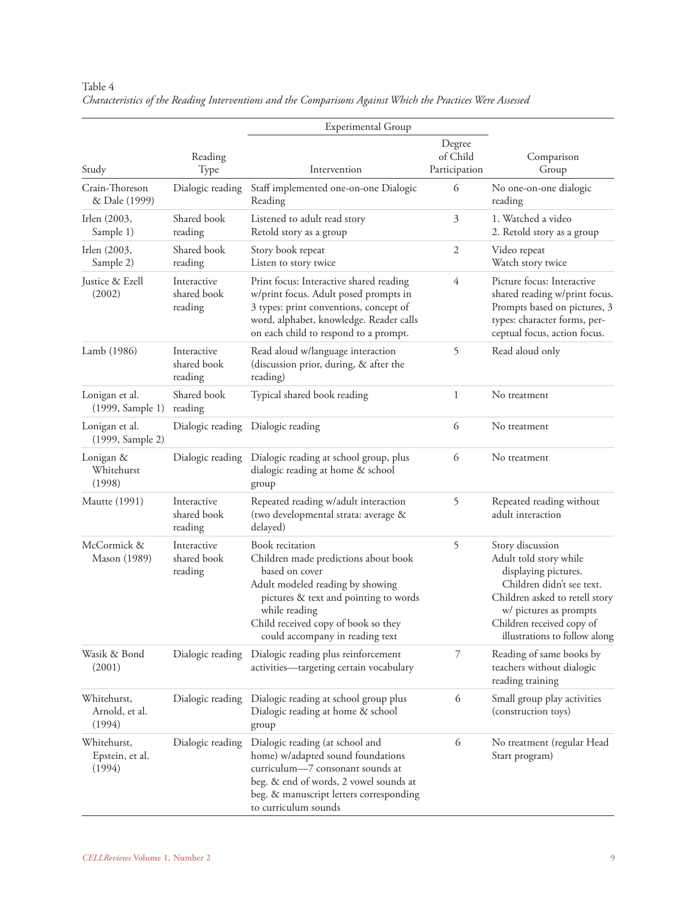Table 4
*Characteristics of the Reading Interventions and the Comparisons Against Which the Practices Were Assessed*

| Study | Reading Type | Experimental Group: Intervention | Experimental Group: Degree of Child Participation | Comparison Group |
|---|---|---|---|---|
| Crain-Thoreson & Dale (1999) | Dialogic reading | Staff implemented one-on-one Dialogic Reading | 6 | No one-on-one dialogic reading |
| Irlen (2003, Sample 1) | Shared book reading | Listened to adult read story<br>Retold story as a group | 3 | 1. Watched a video<br>2. Retold story as a group |
| Irlen (2003, Sample 2) | Shared book reading | Story book repeat<br>Listen to story twice | 2 | Video repeat<br>Watch story twice |
| Justice & Ezell (2002) | Interactive shared book reading | Print focus: Interactive shared reading w/print focus. Adult posed prompts in 3 types: print conventions, concept of word, alphabet, knowledge. Reader calls on each child to respond to a prompt. | 4 | Picture focus: Interactive shared reading w/print focus. Prompts based on pictures, 3 types: character forms, perceptual focus, action focus. |
| Lamb (1986) | Interactive shared book reading | Read aloud w/language interaction (discussion prior, during, & after the reading) | 5 | Read aloud only |
| Lonigan et al. (1999, Sample 1) | Shared book reading | Typical shared book reading | 1 | No treatment |
| Lonigan et al. (1999, Sample 2) | Dialogic reading | Dialogic reading | 6 | No treatment |
| Lonigan & Whitehurst (1998) | Dialogic reading | Dialogic reading at school group, plus dialogic reading at home & school group | 6 | No treatment |
| Mautte (1991) | Interactive shared book reading | Repeated reading w/adult interaction (two developmental strata: average & delayed) | 5 | Repeated reading without adult interaction |
| McCormick & Mason (1989) | Interactive shared book reading | Book recitation<br>Children made predictions about book based on cover<br>Adult modeled reading by showing pictures & text and pointing to words while reading<br>Child received copy of book so they could accompany in reading text | 5 | Story discussion<br>Adult told story while displaying pictures. Children didn't see text.<br>Children asked to retell story w/ pictures as prompts<br>Children received copy of illustrations to follow along |
| Wasik & Bond (2001) | Dialogic reading | Dialogic reading plus reinforcement activities—targeting certain vocabulary | 7 | Reading of same books by teachers without dialogic reading training |
| Whitehurst, Arnold, et al. (1994) | Dialogic reading | Dialogic reading at school group plus Dialogic reading at home & school group | 6 | Small group play activities (construction toys) |
| Whitehurst, Epstein, et al. (1994) | Dialogic reading | Dialogic reading (at school and home) w/adapted sound foundations curriculum—7 consonant sounds at beg. & end of words, 2 vowel sounds at beg. & manuscript letters corresponding to curriculum sounds | 6 | No treatment (regular Head Start program) |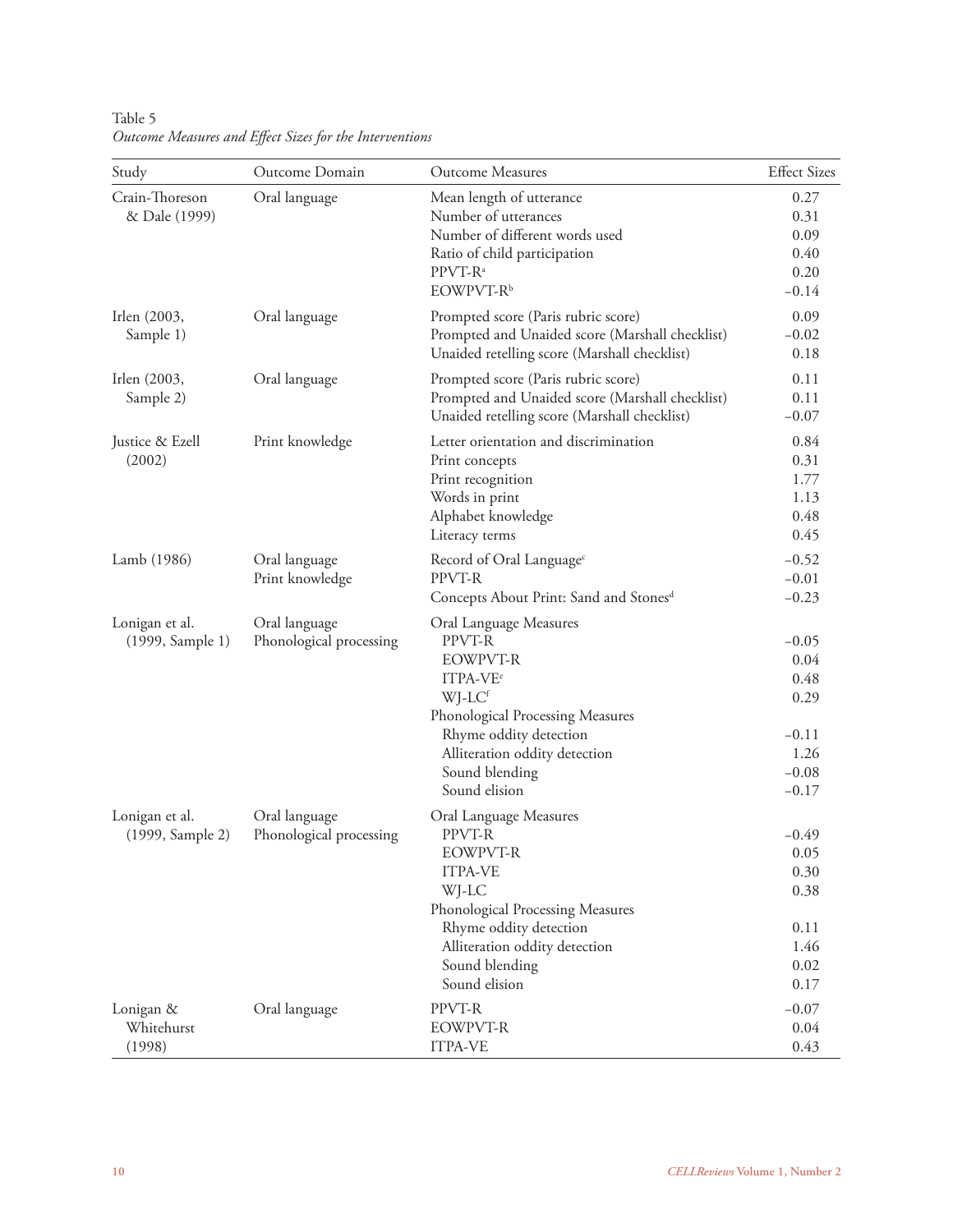Table 5
*Outcome Measures and Effect Sizes for the Interventions*

| Study | Outcome Domain | Outcome Measures | Effect Sizes |
|---|---|---|---|
| Crain-Thoreson & Dale (1999) | Oral language | Mean length of utterance | 0.27 |
| | | Number of utterances | 0.31 |
| | | Number of different words used | 0.09 |
| | | Ratio of child participation | 0.40 |
| | | PPVT-R[a] | 0.20 |
| | | EOWPVT-R[b] | −0.14 |
| Irlen (2003, Sample 1) | Oral language | Prompted score (Paris rubric score) | 0.09 |
| | | Prompted and Unaided score (Marshall checklist) | −0.02 |
| | | Unaided retelling score (Marshall checklist) | 0.18 |
| Irlen (2003, Sample 2) | Oral language | Prompted score (Paris rubric score) | 0.11 |
| | | Prompted and Unaided score (Marshall checklist) | 0.11 |
| | | Unaided retelling score (Marshall checklist) | −0.07 |
| Justice & Ezell (2002) | Print knowledge | Letter orientation and discrimination | 0.84 |
| | | Print concepts | 0.31 |
| | | Print recognition | 1.77 |
| | | Words in print | 1.13 |
| | | Alphabet knowledge | 0.48 |
| | | Literacy terms | 0.45 |
| Lamb (1986) | Oral language | Record of Oral Language[c] | −0.52 |
| | Print knowledge | PPVT-R | −0.01 |
| | | Concepts About Print: Sand and Stones[d] | −0.23 |
| Lonigan et al. (1999, Sample 1) | Oral language | Oral Language Measures | |
| | Phonological processing | PPVT-R | −0.05 |
| | | EOWPVT-R | 0.04 |
| | | ITPA-VE[e] | 0.48 |
| | | WJ-LC[f] | 0.29 |
| | | Phonological Processing Measures | |
| | | Rhyme oddity detection | −0.11 |
| | | Alliteration oddity detection | 1.26 |
| | | Sound blending | −0.08 |
| | | Sound elision | −0.17 |
| Lonigan et al. (1999, Sample 2) | Oral language | Oral Language Measures | |
| | Phonological processing | PPVT-R | −0.49 |
| | | EOWPVT-R | 0.05 |
| | | ITPA-VE | 0.30 |
| | | WJ-LC | 0.38 |
| | | Phonological Processing Measures | |
| | | Rhyme oddity detection | 0.11 |
| | | Alliteration oddity detection | 1.46 |
| | | Sound blending | 0.02 |
| | | Sound elision | 0.17 |
| Lonigan & Whitehurst (1998) | Oral language | PPVT-R | −0.07 |
| | | EOWPVT-R | 0.04 |
| | | ITPA-VE | 0.43 |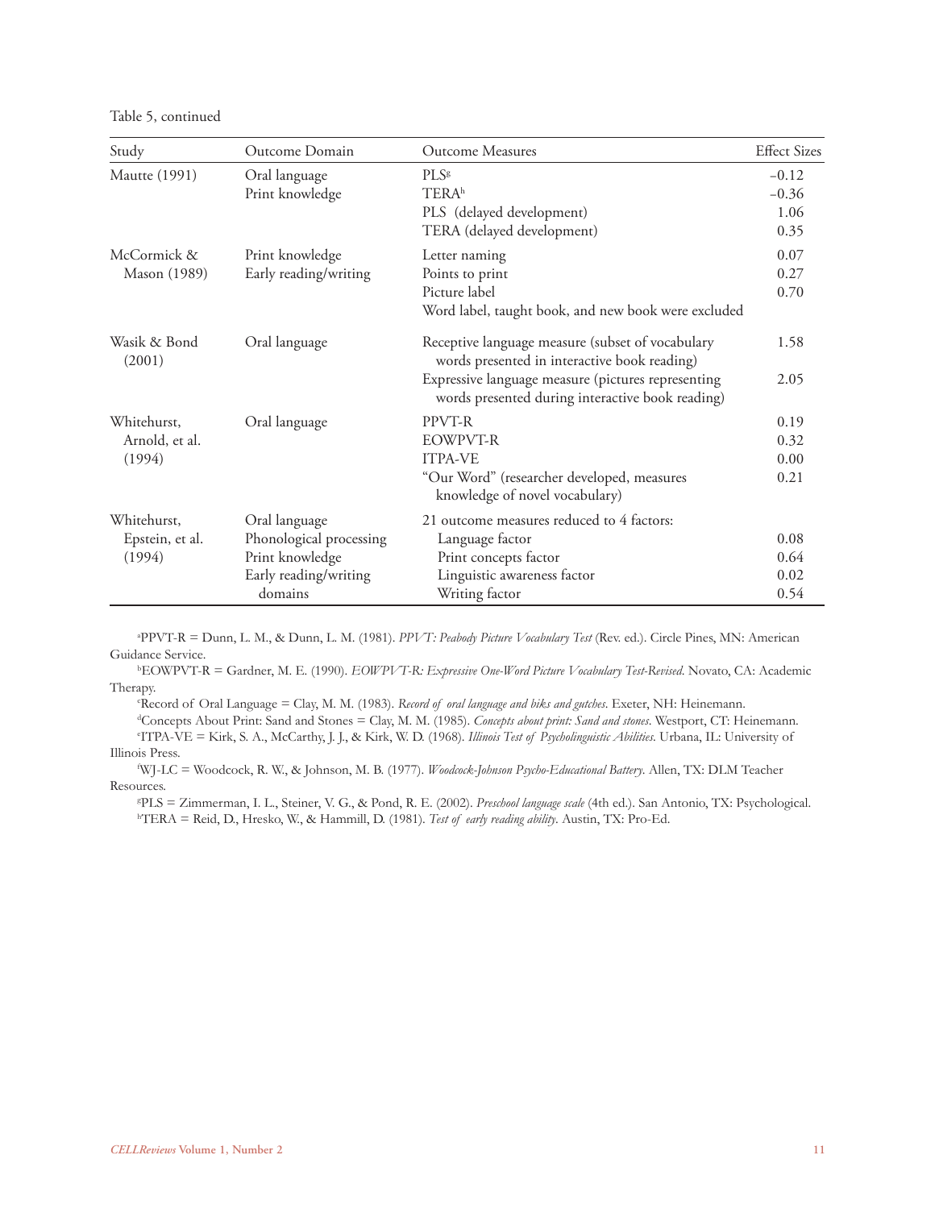Table 5, continued

| Study | Outcome Domain | Outcome Measures | Effect Sizes |
|---|---|---|---|
| Mautte (1991) | Oral language | PLS[g] | −0.12 |
| | Print knowledge | TERA[h] | −0.36 |
| | | PLS (delayed development) | 1.06 |
| | | TERA (delayed development) | 0.35 |
| McCormick & Mason (1989) | Print knowledge | Letter naming | 0.07 |
| | Early reading/writing | Points to print | 0.27 |
| | | Picture label | 0.70 |
| | | Word label, taught book, and new book were excluded | |
| Wasik & Bond (2001) | Oral language | Receptive language measure (subset of vocabulary words presented in interactive book reading) | 1.58 |
| | | Expressive language measure (pictures representing words presented during interactive book reading) | 2.05 |
| Whitehurst, Arnold, et al. (1994) | Oral language | PPVT-R | 0.19 |
| | | EOWPVT-R | 0.32 |
| | | ITPA-VE | 0.00 |
| | | "Our Word" (researcher developed, measures knowledge of novel vocabulary) | 0.21 |
| Whitehurst, Epstein, et al. (1994) | Oral language | 21 outcome measures reduced to 4 factors: | |
| | Phonological processing | Language factor | 0.08 |
| | Print knowledge | Print concepts factor | 0.64 |
| | Early reading/writing | Linguistic awareness factor | 0.02 |
| | domains | Writing factor | 0.54 |

[a]PPVT-R = Dunn, L. M., & Dunn, L. M. (1981). *PPVT: Peabody Picture Vocabulary Test* (Rev. ed.). Circle Pines, MN: American Guidance Service.

[b]EOWPVT-R = Gardner, M. E. (1990). *EOWPVT-R: Expressive One-Word Picture Vocabulary Test-Revised*. Novato, CA: Academic Therapy.

[c]Record of Oral Language = Clay, M. M. (1983). *Record of oral language and biks and gutches*. Exeter, NH: Heinemann.

[d]Concepts About Print: Sand and Stones = Clay, M. M. (1985). *Concepts about print: Sand and stones*. Westport, CT: Heinemann.

[e]ITPA-VE = Kirk, S. A., McCarthy, J. J., & Kirk, W. D. (1968). *Illinois Test of Psycholinguistic Abilities*. Urbana, IL: University of Illinois Press.

[f]WJ-LC = Woodcock, R. W., & Johnson, M. B. (1977). *Woodcock-Johnson Psycho-Educational Battery*. Allen, TX: DLM Teacher Resources.

[g]PLS = Zimmerman, I. L., Steiner, V. G., & Pond, R. E. (2002). *Preschool language scale* (4th ed.). San Antonio, TX: Psychological.

[h]TERA = Reid, D., Hresko, W., & Hammill, D. (1981). *Test of early reading ability*. Austin, TX: Pro-Ed.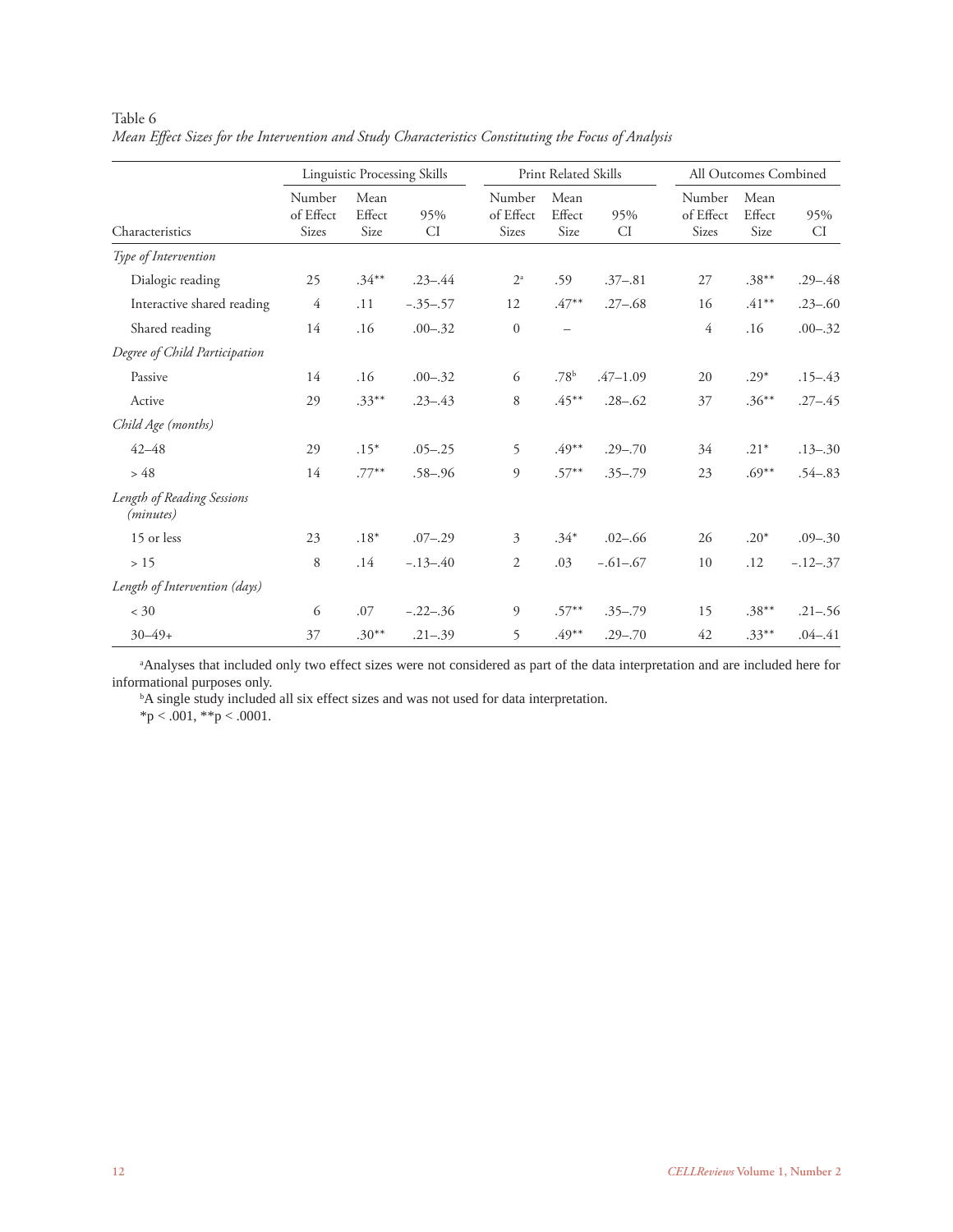Table 6
*Mean Effect Sizes for the Intervention and Study Characteristics Constituting the Focus of Analysis*

| | Linguistic Processing Skills | | | Print Related Skills | | | All Outcomes Combined | | |
|---|---|---|---|---|---|---|---|---|---|
| Characteristics | Number of Effect Sizes | Mean Effect Size | 95% CI | Number of Effect Sizes | Mean Effect Size | 95% CI | Number of Effect Sizes | Mean Effect Size | 95% CI |
| *Type of Intervention* | | | | | | | | | |
| Dialogic reading | 25 | .34** | .23–.44 | 2[a] | .59 | .37–.81 | 27 | .38** | .29–.48 |
| Interactive shared reading | 4 | .11 | −.35–.57 | 12 | .47** | .27–.68 | 16 | .41** | .23–.60 |
| Shared reading | 14 | .16 | .00–.32 | 0 | – | | 4 | .16 | .00–.32 |
| *Degree of Child Participation* | | | | | | | | | |
| Passive | 14 | .16 | .00–.32 | 6 | .78[b] | .47–1.09 | 20 | .29* | .15–.43 |
| Active | 29 | .33** | .23–.43 | 8 | .45** | .28–.62 | 37 | .36** | .27–.45 |
| *Child Age (months)* | | | | | | | | | |
| 42–48 | 29 | .15* | .05–.25 | 5 | .49** | .29–.70 | 34 | .21* | .13–.30 |
| > 48 | 14 | .77** | .58–.96 | 9 | .57** | .35–.79 | 23 | .69** | .54–.83 |
| *Length of Reading Sessions (minutes)* | | | | | | | | | |
| 15 or less | 23 | .18* | .07–.29 | 3 | .34* | .02–.66 | 26 | .20* | .09–.30 |
| > 15 | 8 | .14 | −.13–.40 | 2 | .03 | −.61–.67 | 10 | .12 | −.12–.37 |
| *Length of Intervention (days)* | | | | | | | | | |
| < 30 | 6 | .07 | −.22–.36 | 9 | .57** | .35–.79 | 15 | .38** | .21–.56 |
| 30–49+ | 37 | .30** | .21–.39 | 5 | .49** | .29–.70 | 42 | .33** | .04–.41 |

[a]Analyses that included only two effect sizes were not considered as part of the data interpretation and are included here for informational purposes only.
[b]A single study included all six effect sizes and was not used for data interpretation.
*p < .001, **p < .0001.